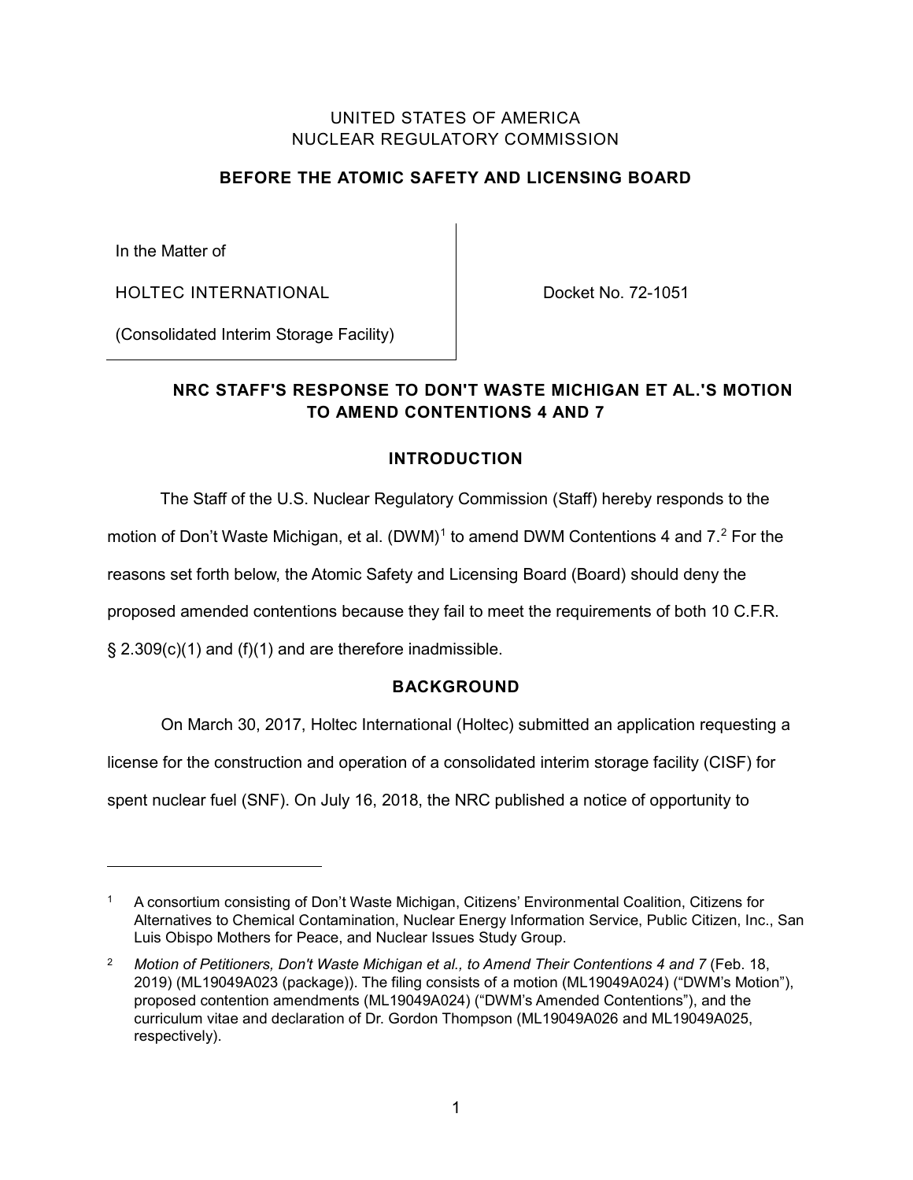UNITED STATES OF AMERICA
NUCLEAR REGULATORY COMMISSION

**BEFORE THE ATOMIC SAFETY AND LICENSING BOARD**

| In the Matter of | |
|---|---|
| HOLTEC INTERNATIONAL | Docket No. 72-1051 |
| (Consolidated Interim Storage Facility) | |

## NRC STAFF'S RESPONSE TO DON'T WASTE MICHIGAN ET AL.'S MOTION TO AMEND CONTENTIONS 4 AND 7

## INTRODUCTION

The Staff of the U.S. Nuclear Regulatory Commission (Staff) hereby responds to the motion of Don't Waste Michigan, et al. (DWM)[1] to amend DWM Contentions 4 and 7.[2] For the reasons set forth below, the Atomic Safety and Licensing Board (Board) should deny the proposed amended contentions because they fail to meet the requirements of both 10 C.F.R. § 2.309(c)(1) and (f)(1) and are therefore inadmissible.

## BACKGROUND

On March 30, 2017, Holtec International (Holtec) submitted an application requesting a license for the construction and operation of a consolidated interim storage facility (CISF) for spent nuclear fuel (SNF). On July 16, 2018, the NRC published a notice of opportunity to

---

[1] A consortium consisting of Don't Waste Michigan, Citizens' Environmental Coalition, Citizens for Alternatives to Chemical Contamination, Nuclear Energy Information Service, Public Citizen, Inc., San Luis Obispo Mothers for Peace, and Nuclear Issues Study Group.

[2] *Motion of Petitioners, Don't Waste Michigan et al., to Amend Their Contentions 4 and 7* (Feb. 18, 2019) (ML19049A023 (package)). The filing consists of a motion (ML19049A024) ("DWM's Motion"), proposed contention amendments (ML19049A024) ("DWM's Amended Contentions"), and the curriculum vitae and declaration of Dr. Gordon Thompson (ML19049A026 and ML19049A025, respectively).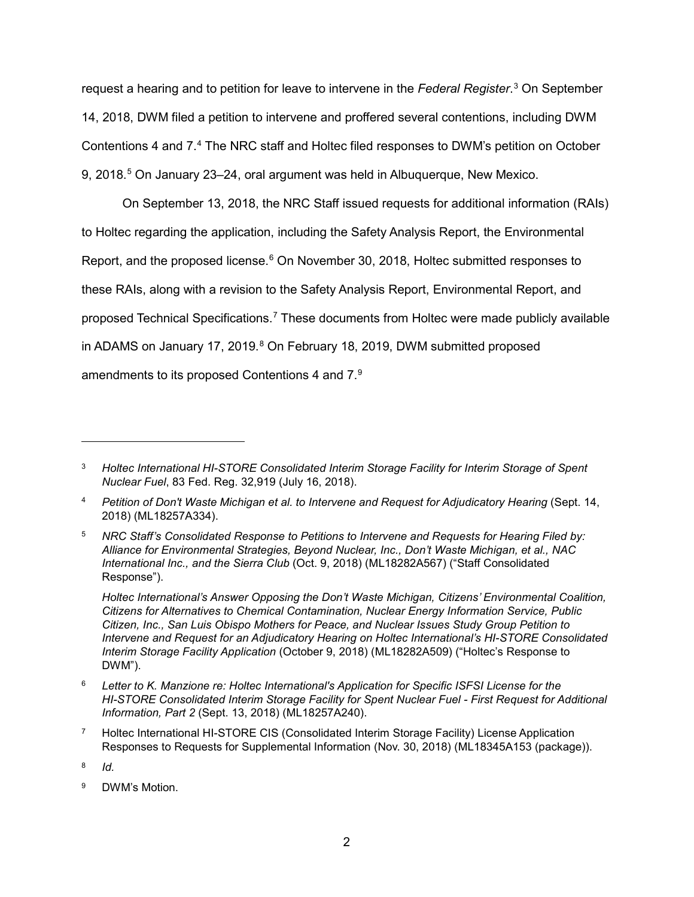request a hearing and to petition for leave to intervene in the *Federal Register*.[3] On September 14, 2018, DWM filed a petition to intervene and proffered several contentions, including DWM Contentions 4 and 7.[4] The NRC staff and Holtec filed responses to DWM's petition on October 9, 2018.[5] On January 23–24, oral argument was held in Albuquerque, New Mexico.

On September 13, 2018, the NRC Staff issued requests for additional information (RAIs) to Holtec regarding the application, including the Safety Analysis Report, the Environmental Report, and the proposed license.[6] On November 30, 2018, Holtec submitted responses to these RAIs, along with a revision to the Safety Analysis Report, Environmental Report, and proposed Technical Specifications.[7] These documents from Holtec were made publicly available in ADAMS on January 17, 2019.[8] On February 18, 2019, DWM submitted proposed amendments to its proposed Contentions 4 and 7.[9]

---

[3] *Holtec International HI-STORE Consolidated Interim Storage Facility for Interim Storage of Spent Nuclear Fuel*, 83 Fed. Reg. 32,919 (July 16, 2018).

[4] *Petition of Don't Waste Michigan et al. to Intervene and Request for Adjudicatory Hearing* (Sept. 14, 2018) (ML18257A334).

[5] *NRC Staff's Consolidated Response to Petitions to Intervene and Requests for Hearing Filed by: Alliance for Environmental Strategies, Beyond Nuclear, Inc., Don't Waste Michigan, et al., NAC International Inc., and the Sierra Club* (Oct. 9, 2018) (ML18282A567) ("Staff Consolidated Response").

*Holtec International's Answer Opposing the Don't Waste Michigan, Citizens' Environmental Coalition, Citizens for Alternatives to Chemical Contamination, Nuclear Energy Information Service, Public Citizen, Inc., San Luis Obispo Mothers for Peace, and Nuclear Issues Study Group Petition to Intervene and Request for an Adjudicatory Hearing on Holtec International's HI-STORE Consolidated Interim Storage Facility Application* (October 9, 2018) (ML18282A509) ("Holtec's Response to DWM").

[6] *Letter to K. Manzione re: Holtec International's Application for Specific ISFSI License for the HI-STORE Consolidated Interim Storage Facility for Spent Nuclear Fuel - First Request for Additional Information, Part 2* (Sept. 13, 2018) (ML18257A240).

[7] Holtec International HI-STORE CIS (Consolidated Interim Storage Facility) License Application Responses to Requests for Supplemental Information (Nov. 30, 2018) (ML18345A153 (package)).

[8] *Id.*

[9] DWM's Motion.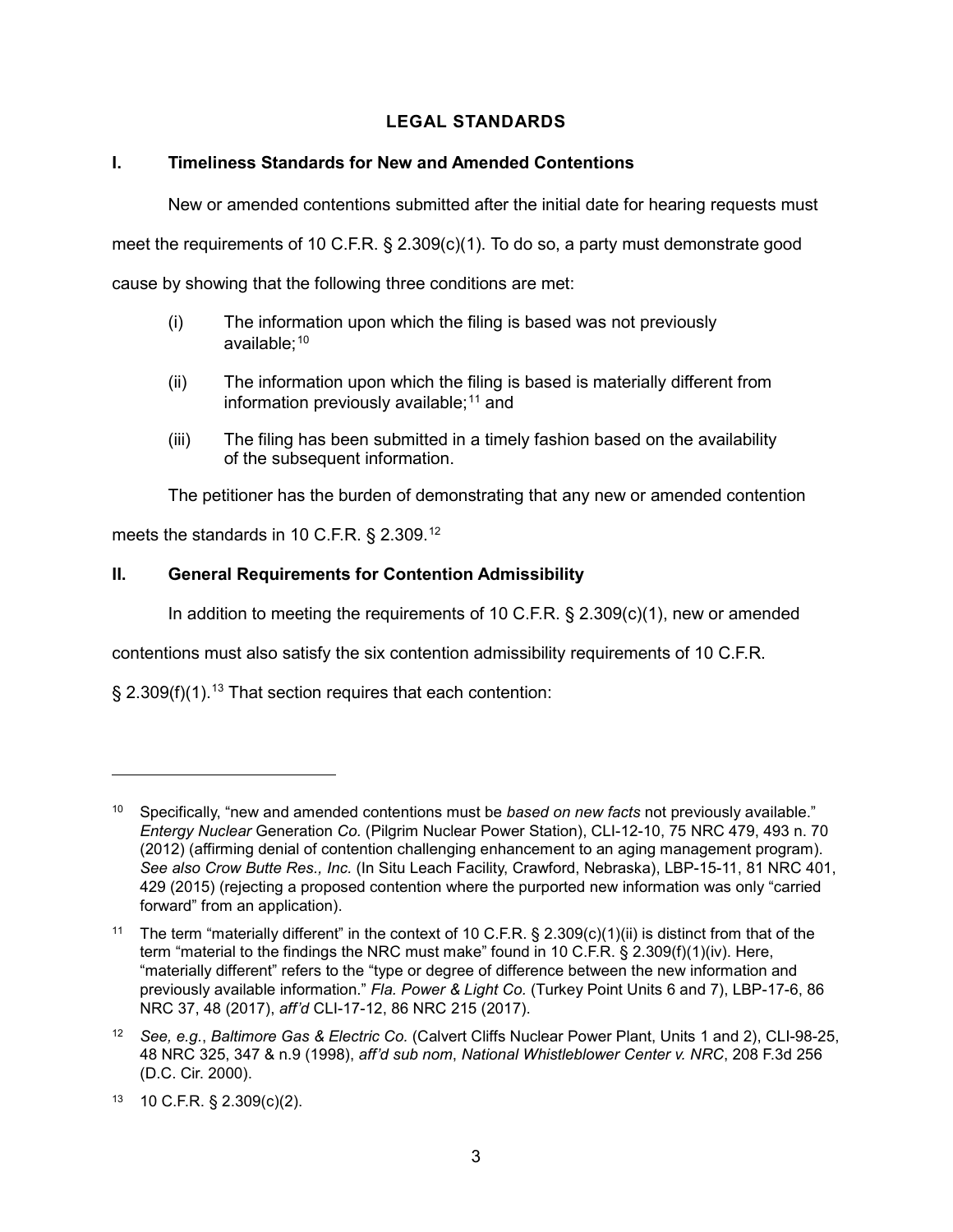## LEGAL STANDARDS

### I. Timeliness Standards for New and Amended Contentions

New or amended contentions submitted after the initial date for hearing requests must meet the requirements of 10 C.F.R. § 2.309(c)(1). To do so, a party must demonstrate good cause by showing that the following three conditions are met:

> (i) The information upon which the filing is based was not previously available;[10]
>
> (ii) The information upon which the filing is based is materially different from information previously available;[11] and
>
> (iii) The filing has been submitted in a timely fashion based on the availability of the subsequent information.

The petitioner has the burden of demonstrating that any new or amended contention meets the standards in 10 C.F.R. § 2.309.[12]

### II. General Requirements for Contention Admissibility

In addition to meeting the requirements of 10 C.F.R. § 2.309(c)(1), new or amended contentions must also satisfy the six contention admissibility requirements of 10 C.F.R. § 2.309(f)(1).[13] That section requires that each contention:

---

[10] Specifically, "new and amended contentions must be *based on new facts* not previously available." *Entergy Nuclear* Generation *Co.* (Pilgrim Nuclear Power Station), CLI-12-10, 75 NRC 479, 493 n. 70 (2012) (affirming denial of contention challenging enhancement to an aging management program). *See also Crow Butte Res., Inc.* (In Situ Leach Facility, Crawford, Nebraska), LBP-15-11, 81 NRC 401, 429 (2015) (rejecting a proposed contention where the purported new information was only "carried forward" from an application).

[11] The term "materially different" in the context of 10 C.F.R. § 2.309(c)(1)(ii) is distinct from that of the term "material to the findings the NRC must make" found in 10 C.F.R. § 2.309(f)(1)(iv). Here, "materially different" refers to the "type or degree of difference between the new information and previously available information." *Fla. Power & Light Co.* (Turkey Point Units 6 and 7), LBP-17-6, 86 NRC 37, 48 (2017), *aff'd* CLI-17-12, 86 NRC 215 (2017).

[12] *See, e.g.*, *Baltimore Gas & Electric Co.* (Calvert Cliffs Nuclear Power Plant, Units 1 and 2), CLI-98-25, 48 NRC 325, 347 & n.9 (1998), *aff'd sub nom*, *National Whistleblower Center v. NRC*, 208 F.3d 256 (D.C. Cir. 2000).

[13] 10 C.F.R. § 2.309(c)(2).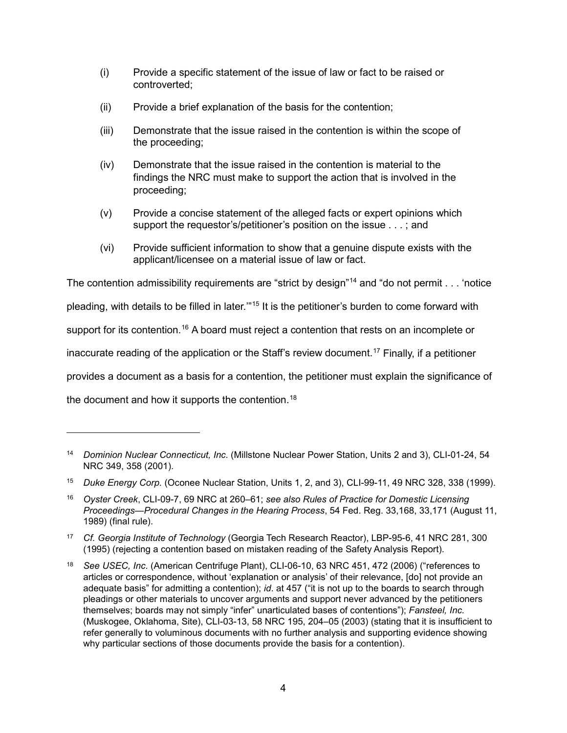(i) Provide a specific statement of the issue of law or fact to be raised or controverted;

(ii) Provide a brief explanation of the basis for the contention;

(iii) Demonstrate that the issue raised in the contention is within the scope of the proceeding;

(iv) Demonstrate that the issue raised in the contention is material to the findings the NRC must make to support the action that is involved in the proceeding;

(v) Provide a concise statement of the alleged facts or expert opinions which support the requestor's/petitioner's position on the issue . . . ; and

(vi) Provide sufficient information to show that a genuine dispute exists with the applicant/licensee on a material issue of law or fact.

The contention admissibility requirements are "strict by design"[14] and "do not permit . . . 'notice pleading, with details to be filled in later.'"[15] It is the petitioner's burden to come forward with support for its contention.[16] A board must reject a contention that rests on an incomplete or inaccurate reading of the application or the Staff's review document.[17] Finally, if a petitioner provides a document as a basis for a contention, the petitioner must explain the significance of the document and how it supports the contention.[18]

---

[14] *Dominion Nuclear Connecticut, Inc.* (Millstone Nuclear Power Station, Units 2 and 3), CLI-01-24, 54 NRC 349, 358 (2001).

[15] *Duke Energy Corp.* (Oconee Nuclear Station, Units 1, 2, and 3), CLI-99-11, 49 NRC 328, 338 (1999).

[16] *Oyster Creek*, CLI-09-7, 69 NRC at 260–61; *see also Rules of Practice for Domestic Licensing Proceedings—Procedural Changes in the Hearing Process*, 54 Fed. Reg. 33,168, 33,171 (August 11, 1989) (final rule).

[17] *Cf. Georgia Institute of Technology* (Georgia Tech Research Reactor), LBP-95-6, 41 NRC 281, 300 (1995) (rejecting a contention based on mistaken reading of the Safety Analysis Report).

[18] *See USEC, Inc*. (American Centrifuge Plant), CLI-06-10, 63 NRC 451, 472 (2006) ("references to articles or correspondence, without 'explanation or analysis' of their relevance, [do] not provide an adequate basis" for admitting a contention); *id*. at 457 ("it is not up to the boards to search through pleadings or other materials to uncover arguments and support never advanced by the petitioners themselves; boards may not simply "infer" unarticulated bases of contentions"); *Fansteel, Inc.* (Muskogee, Oklahoma, Site), CLI-03-13, 58 NRC 195, 204–05 (2003) (stating that it is insufficient to refer generally to voluminous documents with no further analysis and supporting evidence showing why particular sections of those documents provide the basis for a contention).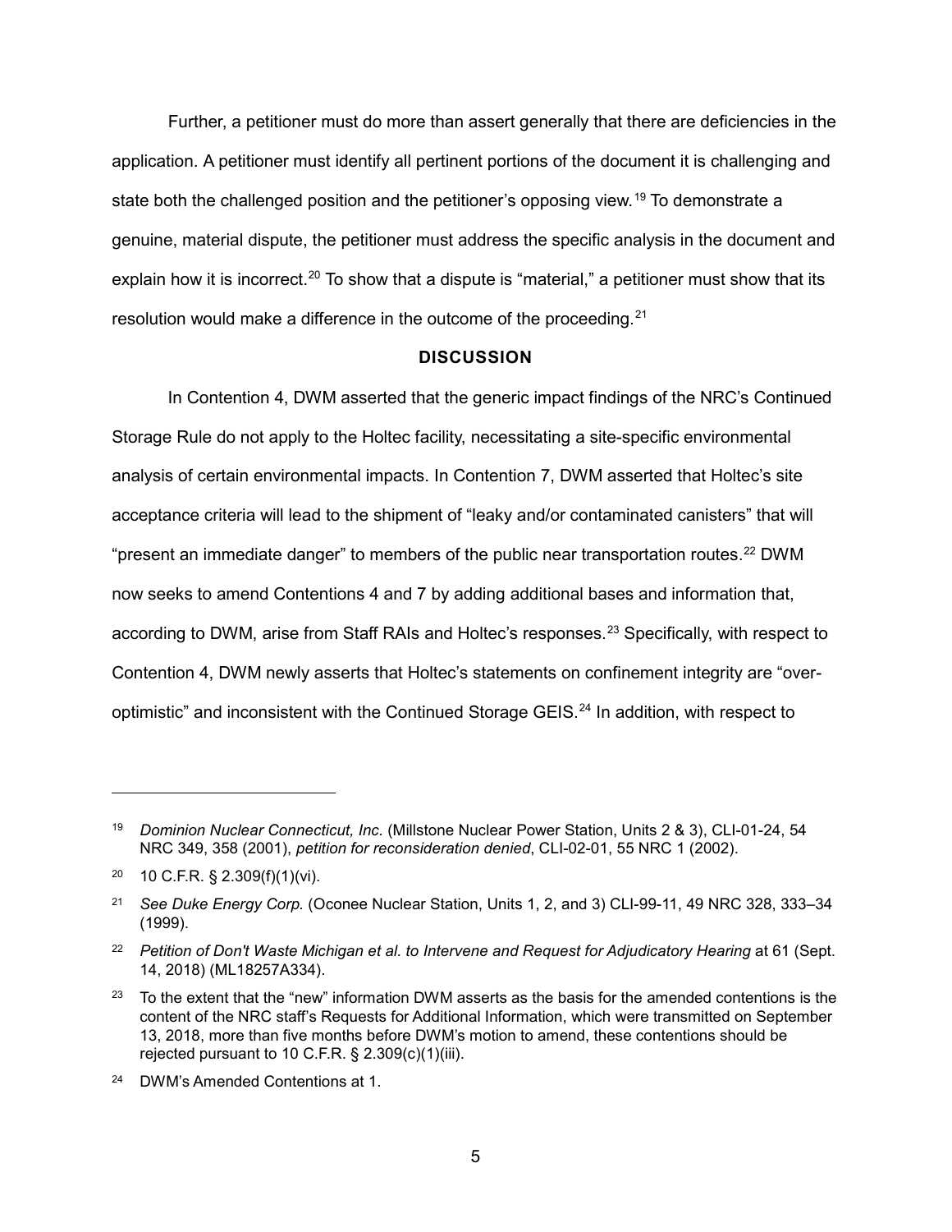Further, a petitioner must do more than assert generally that there are deficiencies in the application. A petitioner must identify all pertinent portions of the document it is challenging and state both the challenged position and the petitioner's opposing view.[19] To demonstrate a genuine, material dispute, the petitioner must address the specific analysis in the document and explain how it is incorrect.[20] To show that a dispute is "material," a petitioner must show that its resolution would make a difference in the outcome of the proceeding.[21]

## DISCUSSION

In Contention 4, DWM asserted that the generic impact findings of the NRC's Continued Storage Rule do not apply to the Holtec facility, necessitating a site-specific environmental analysis of certain environmental impacts. In Contention 7, DWM asserted that Holtec's site acceptance criteria will lead to the shipment of "leaky and/or contaminated canisters" that will "present an immediate danger" to members of the public near transportation routes.[22] DWM now seeks to amend Contentions 4 and 7 by adding additional bases and information that, according to DWM, arise from Staff RAIs and Holtec's responses.[23] Specifically, with respect to Contention 4, DWM newly asserts that Holtec's statements on confinement integrity are "over-optimistic" and inconsistent with the Continued Storage GEIS.[24] In addition, with respect to

---

[19] *Dominion Nuclear Connecticut, Inc.* (Millstone Nuclear Power Station, Units 2 & 3), CLI-01-24, 54 NRC 349, 358 (2001), *petition for reconsideration denied*, CLI-02-01, 55 NRC 1 (2002).

[20] 10 C.F.R. § 2.309(f)(1)(vi).

[21] *See Duke Energy Corp.* (Oconee Nuclear Station, Units 1, 2, and 3) CLI-99-11, 49 NRC 328, 333–34 (1999).

[22] *Petition of Don't Waste Michigan et al. to Intervene and Request for Adjudicatory Hearing* at 61 (Sept. 14, 2018) (ML18257A334).

[23] To the extent that the "new" information DWM asserts as the basis for the amended contentions is the content of the NRC staff's Requests for Additional Information, which were transmitted on September 13, 2018, more than five months before DWM's motion to amend, these contentions should be rejected pursuant to 10 C.F.R. § 2.309(c)(1)(iii).

[24] DWM's Amended Contentions at 1.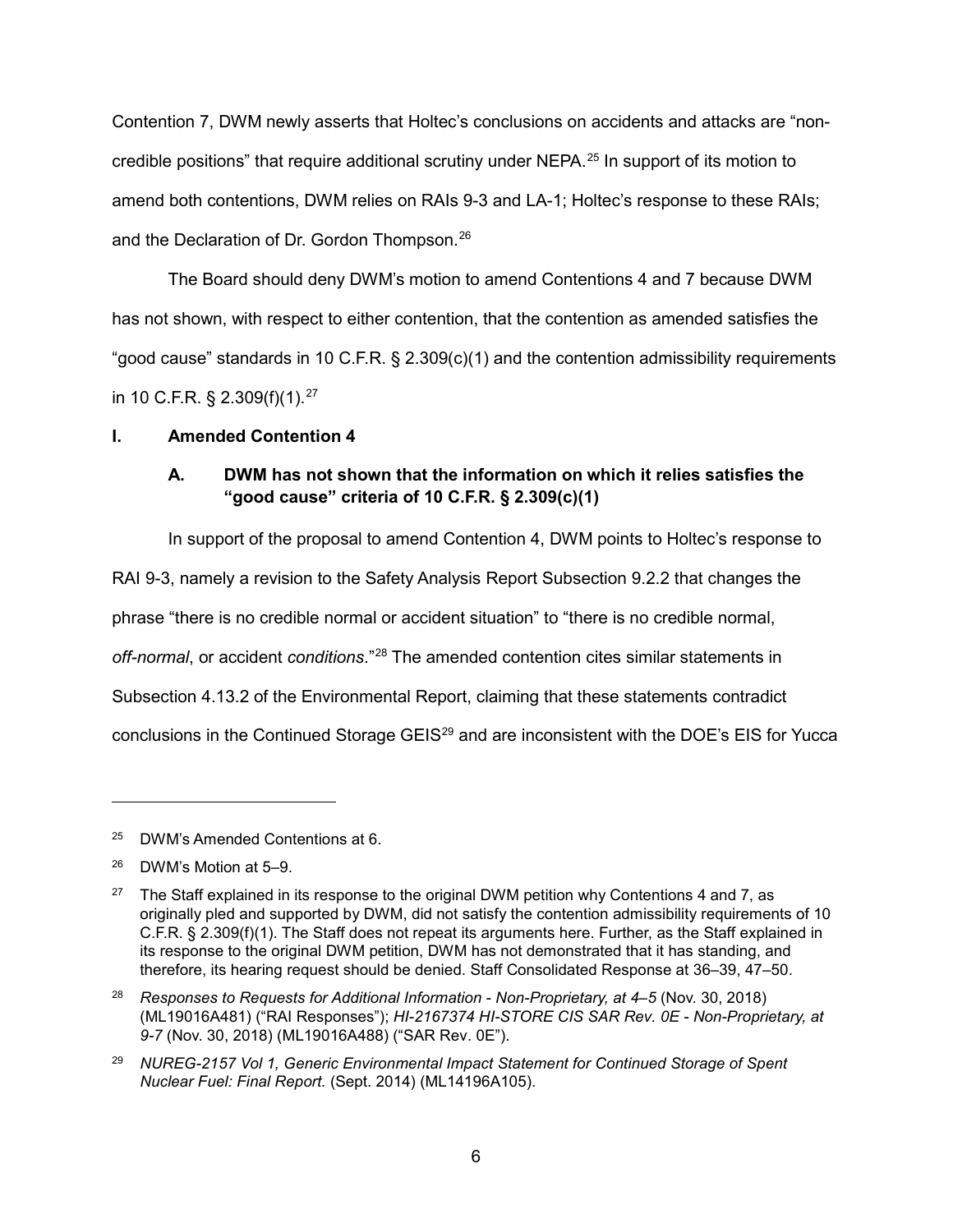Contention 7, DWM newly asserts that Holtec's conclusions on accidents and attacks are "non-credible positions" that require additional scrutiny under NEPA.[25] In support of its motion to amend both contentions, DWM relies on RAIs 9-3 and LA-1; Holtec's response to these RAIs; and the Declaration of Dr. Gordon Thompson.[26]

The Board should deny DWM's motion to amend Contentions 4 and 7 because DWM has not shown, with respect to either contention, that the contention as amended satisfies the "good cause" standards in 10 C.F.R. § 2.309(c)(1) and the contention admissibility requirements in 10 C.F.R. § 2.309(f)(1).[27]

## I. Amended Contention 4

### A. DWM has not shown that the information on which it relies satisfies the "good cause" criteria of 10 C.F.R. § 2.309(c)(1)

In support of the proposal to amend Contention 4, DWM points to Holtec's response to RAI 9-3, namely a revision to the Safety Analysis Report Subsection 9.2.2 that changes the phrase "there is no credible normal or accident situation" to "there is no credible normal, *off-normal*, or accident *conditions*."[28] The amended contention cites similar statements in Subsection 4.13.2 of the Environmental Report, claiming that these statements contradict conclusions in the Continued Storage GEIS[29] and are inconsistent with the DOE's EIS for Yucca

---

[25] DWM's Amended Contentions at 6.

[26] DWM's Motion at 5–9.

[27] The Staff explained in its response to the original DWM petition why Contentions 4 and 7, as originally pled and supported by DWM, did not satisfy the contention admissibility requirements of 10 C.F.R. § 2.309(f)(1). The Staff does not repeat its arguments here. Further, as the Staff explained in its response to the original DWM petition, DWM has not demonstrated that it has standing, and therefore, its hearing request should be denied. Staff Consolidated Response at 36–39, 47–50.

[28] *Responses to Requests for Additional Information - Non-Proprietary, at 4–5* (Nov. 30, 2018) (ML19016A481) ("RAI Responses"); *HI-2167374 HI-STORE CIS SAR Rev. 0E - Non-Proprietary, at 9-7* (Nov. 30, 2018) (ML19016A488) ("SAR Rev. 0E").

[29] *NUREG-2157 Vol 1, Generic Environmental Impact Statement for Continued Storage of Spent Nuclear Fuel: Final Report.* (Sept. 2014) (ML14196A105).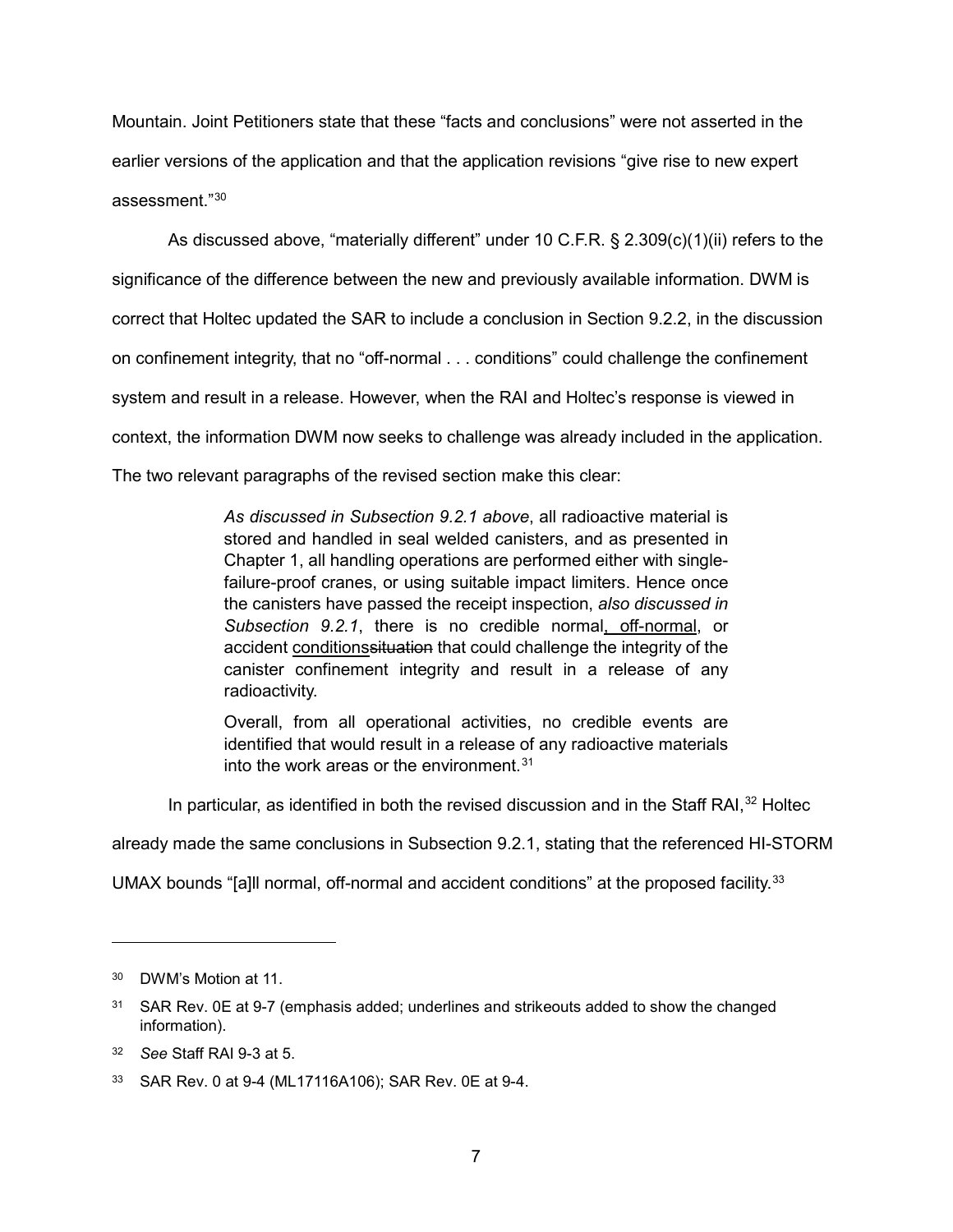Mountain. Joint Petitioners state that these "facts and conclusions" were not asserted in the earlier versions of the application and that the application revisions "give rise to new expert assessment."[30]

As discussed above, "materially different" under 10 C.F.R. § 2.309(c)(1)(ii) refers to the significance of the difference between the new and previously available information. DWM is correct that Holtec updated the SAR to include a conclusion in Section 9.2.2, in the discussion on confinement integrity, that no "off-normal . . . conditions" could challenge the confinement system and result in a release. However, when the RAI and Holtec's response is viewed in context, the information DWM now seeks to challenge was already included in the application. The two relevant paragraphs of the revised section make this clear:

> *As discussed in Subsection 9.2.1 above*, all radioactive material is stored and handled in seal welded canisters, and as presented in Chapter 1, all handling operations are performed either with single-failure-proof cranes, or using suitable impact limiters. Hence once the canisters have passed the receipt inspection, *also discussed in Subsection 9.2.1*, there is no credible normal<u>, off-normal</u>, or accident <u>conditions</u>~~situation~~ that could challenge the integrity of the canister confinement integrity and result in a release of any radioactivity.
>
> Overall, from all operational activities, no credible events are identified that would result in a release of any radioactive materials into the work areas or the environment.[31]

In particular, as identified in both the revised discussion and in the Staff RAI,[32] Holtec already made the same conclusions in Subsection 9.2.1, stating that the referenced HI-STORM UMAX bounds "[a]ll normal, off-normal and accident conditions" at the proposed facility.[33]

---

[30] DWM's Motion at 11.

[31] SAR Rev. 0E at 9-7 (emphasis added; underlines and strikeouts added to show the changed information).

[32] *See* Staff RAI 9-3 at 5.

[33] SAR Rev. 0 at 9-4 (ML17116A106); SAR Rev. 0E at 9-4.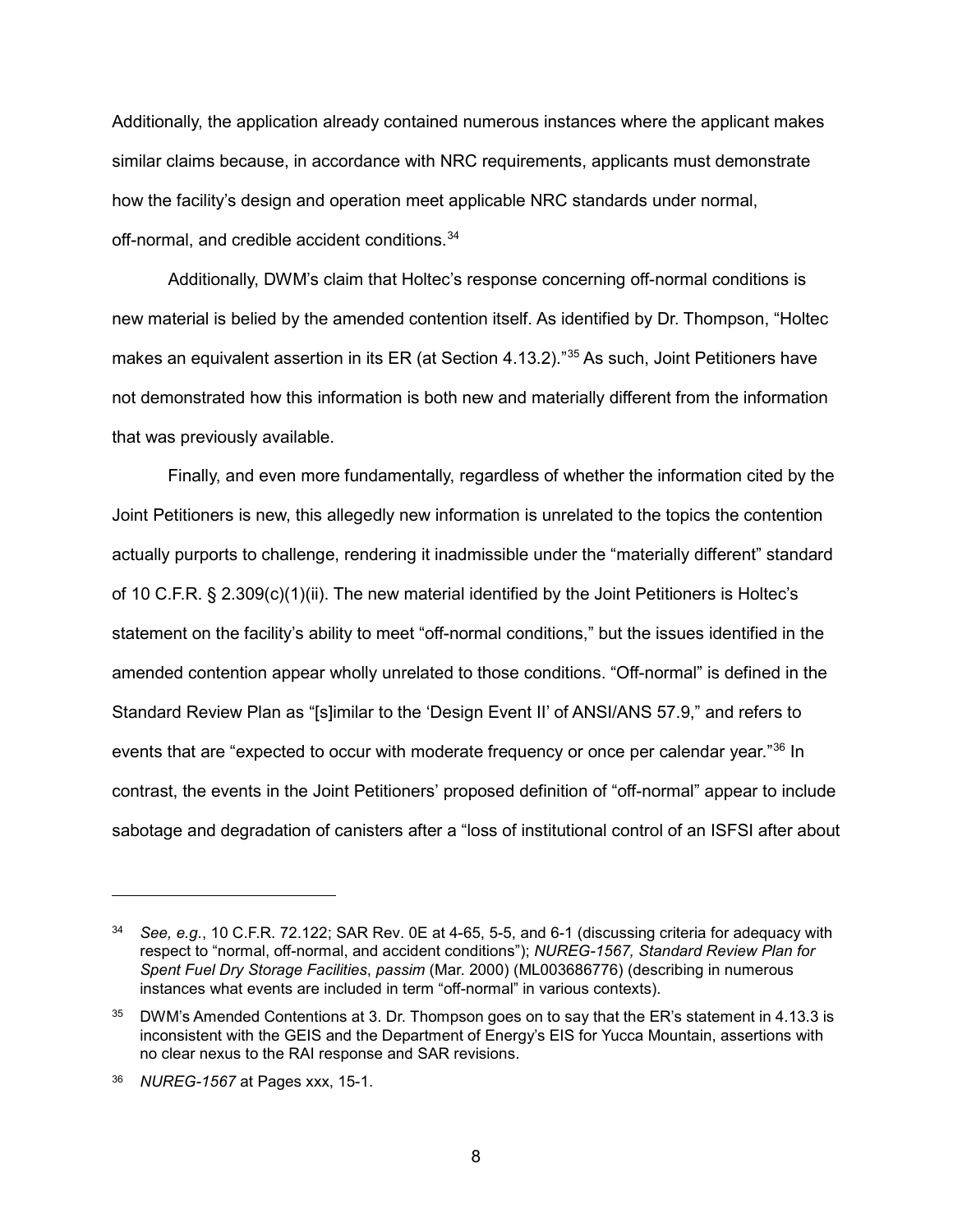Additionally, the application already contained numerous instances where the applicant makes similar claims because, in accordance with NRC requirements, applicants must demonstrate how the facility's design and operation meet applicable NRC standards under normal, off-normal, and credible accident conditions.[34]

Additionally, DWM's claim that Holtec's response concerning off-normal conditions is new material is belied by the amended contention itself. As identified by Dr. Thompson, "Holtec makes an equivalent assertion in its ER (at Section 4.13.2)."[35] As such, Joint Petitioners have not demonstrated how this information is both new and materially different from the information that was previously available.

Finally, and even more fundamentally, regardless of whether the information cited by the Joint Petitioners is new, this allegedly new information is unrelated to the topics the contention actually purports to challenge, rendering it inadmissible under the "materially different" standard of 10 C.F.R. § 2.309(c)(1)(ii). The new material identified by the Joint Petitioners is Holtec's statement on the facility's ability to meet "off-normal conditions," but the issues identified in the amended contention appear wholly unrelated to those conditions. "Off-normal" is defined in the Standard Review Plan as "[s]imilar to the 'Design Event II' of ANSI/ANS 57.9," and refers to events that are "expected to occur with moderate frequency or once per calendar year."[36] In contrast, the events in the Joint Petitioners' proposed definition of "off-normal" appear to include sabotage and degradation of canisters after a "loss of institutional control of an ISFSI after about

---

[34] *See, e.g.*, 10 C.F.R. 72.122; SAR Rev. 0E at 4-65, 5-5, and 6-1 (discussing criteria for adequacy with respect to "normal, off-normal, and accident conditions"); *NUREG-1567, Standard Review Plan for Spent Fuel Dry Storage Facilities*, *passim* (Mar. 2000) (ML003686776) (describing in numerous instances what events are included in term "off-normal" in various contexts).

[35] DWM's Amended Contentions at 3. Dr. Thompson goes on to say that the ER's statement in 4.13.3 is inconsistent with the GEIS and the Department of Energy's EIS for Yucca Mountain, assertions with no clear nexus to the RAI response and SAR revisions.

[36] *NUREG-1567* at Pages xxx, 15-1.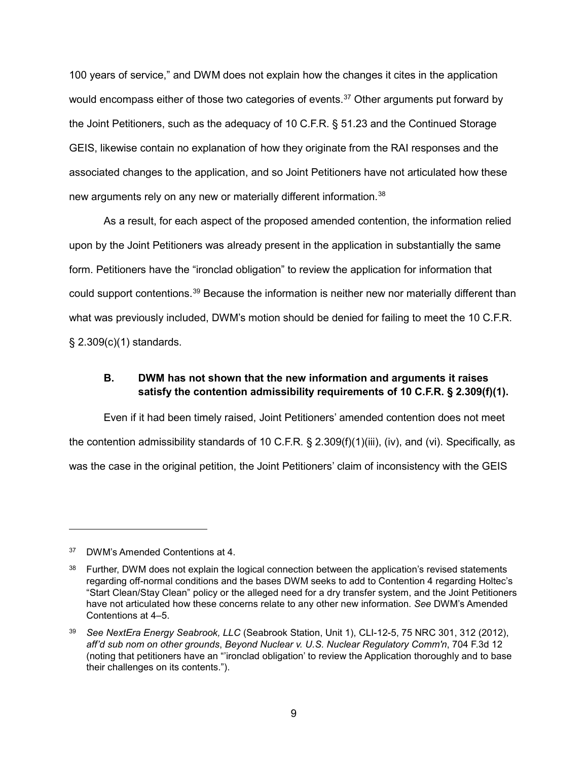100 years of service," and DWM does not explain how the changes it cites in the application would encompass either of those two categories of events.[37] Other arguments put forward by the Joint Petitioners, such as the adequacy of 10 C.F.R. § 51.23 and the Continued Storage GEIS, likewise contain no explanation of how they originate from the RAI responses and the associated changes to the application, and so Joint Petitioners have not articulated how these new arguments rely on any new or materially different information.[38]

As a result, for each aspect of the proposed amended contention, the information relied upon by the Joint Petitioners was already present in the application in substantially the same form. Petitioners have the "ironclad obligation" to review the application for information that could support contentions.[39] Because the information is neither new nor materially different than what was previously included, DWM's motion should be denied for failing to meet the 10 C.F.R. § 2.309(c)(1) standards.

### B. DWM has not shown that the new information and arguments it raises satisfy the contention admissibility requirements of 10 C.F.R. § 2.309(f)(1).

Even if it had been timely raised, Joint Petitioners' amended contention does not meet the contention admissibility standards of 10 C.F.R. § 2.309(f)(1)(iii), (iv), and (vi). Specifically, as was the case in the original petition, the Joint Petitioners' claim of inconsistency with the GEIS

---

[37] DWM's Amended Contentions at 4.

[38] Further, DWM does not explain the logical connection between the application's revised statements regarding off-normal conditions and the bases DWM seeks to add to Contention 4 regarding Holtec's "Start Clean/Stay Clean" policy or the alleged need for a dry transfer system, and the Joint Petitioners have not articulated how these concerns relate to any other new information. *See* DWM's Amended Contentions at 4–5.

[39] *See NextEra Energy Seabrook, LLC* (Seabrook Station, Unit 1), CLI-12-5, 75 NRC 301, 312 (2012), *aff'd sub nom on other grounds*, *Beyond Nuclear v. U.S. Nuclear Regulatory Comm'n*, 704 F.3d 12 (noting that petitioners have an "'ironclad obligation' to review the Application thoroughly and to base their challenges on its contents.").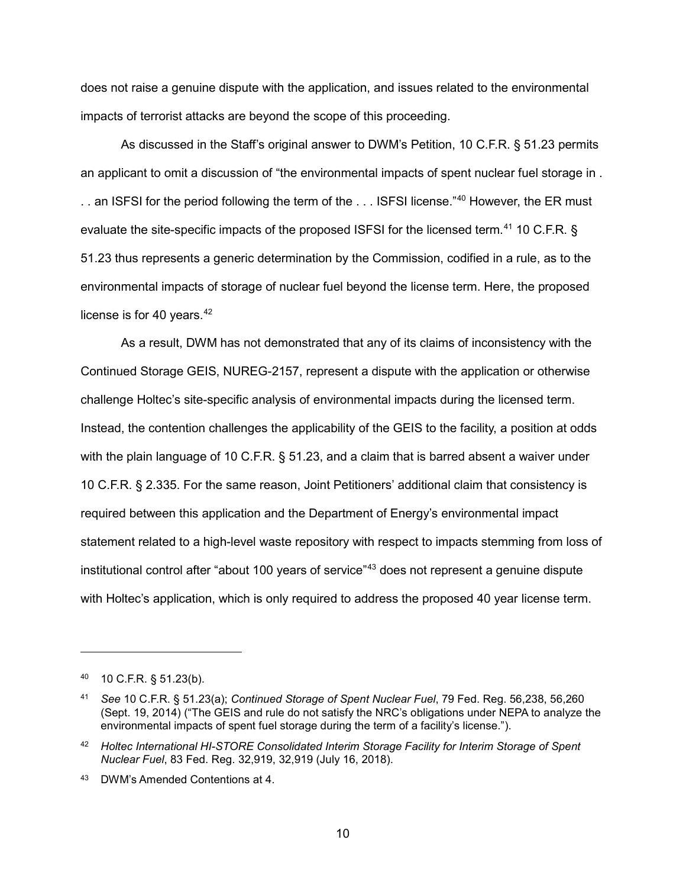does not raise a genuine dispute with the application, and issues related to the environmental impacts of terrorist attacks are beyond the scope of this proceeding.

As discussed in the Staff's original answer to DWM's Petition, 10 C.F.R. § 51.23 permits an applicant to omit a discussion of "the environmental impacts of spent nuclear fuel storage in . . . an ISFSI for the period following the term of the . . . ISFSI license."[40] However, the ER must evaluate the site-specific impacts of the proposed ISFSI for the licensed term.[41] 10 C.F.R. § 51.23 thus represents a generic determination by the Commission, codified in a rule, as to the environmental impacts of storage of nuclear fuel beyond the license term. Here, the proposed license is for 40 years.[42]

As a result, DWM has not demonstrated that any of its claims of inconsistency with the Continued Storage GEIS, NUREG-2157, represent a dispute with the application or otherwise challenge Holtec's site-specific analysis of environmental impacts during the licensed term. Instead, the contention challenges the applicability of the GEIS to the facility, a position at odds with the plain language of 10 C.F.R. § 51.23, and a claim that is barred absent a waiver under 10 C.F.R. § 2.335. For the same reason, Joint Petitioners' additional claim that consistency is required between this application and the Department of Energy's environmental impact statement related to a high-level waste repository with respect to impacts stemming from loss of institutional control after "about 100 years of service"[43] does not represent a genuine dispute with Holtec's application, which is only required to address the proposed 40 year license term.

---

[40] 10 C.F.R. § 51.23(b).

[41] *See* 10 C.F.R. § 51.23(a); *Continued Storage of Spent Nuclear Fuel*, 79 Fed. Reg. 56,238, 56,260 (Sept. 19, 2014) ("The GEIS and rule do not satisfy the NRC's obligations under NEPA to analyze the environmental impacts of spent fuel storage during the term of a facility's license.").

[42] *Holtec International HI-STORE Consolidated Interim Storage Facility for Interim Storage of Spent Nuclear Fuel*, 83 Fed. Reg. 32,919, 32,919 (July 16, 2018).

[43] DWM's Amended Contentions at 4.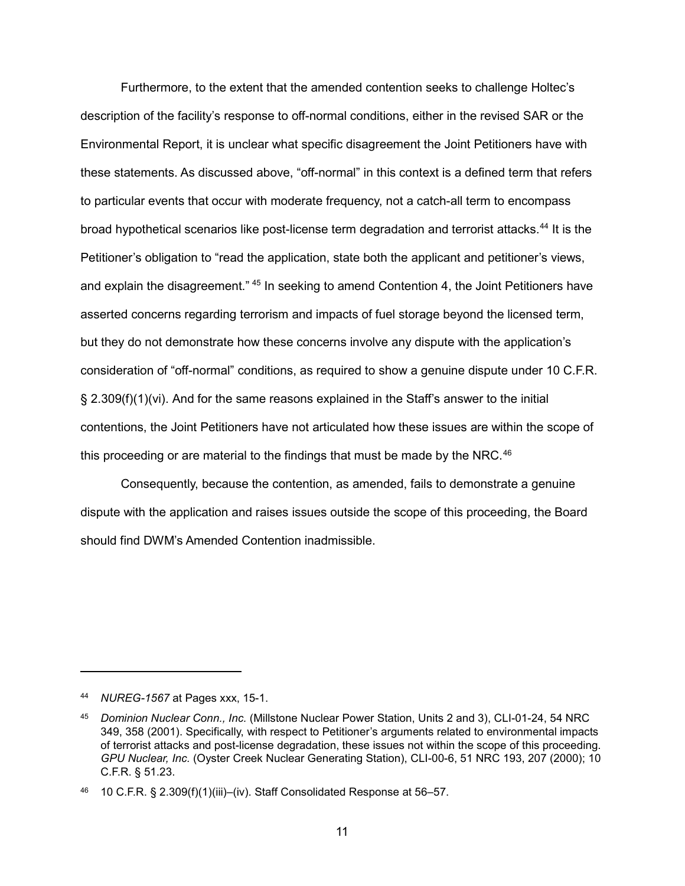Furthermore, to the extent that the amended contention seeks to challenge Holtec's description of the facility's response to off-normal conditions, either in the revised SAR or the Environmental Report, it is unclear what specific disagreement the Joint Petitioners have with these statements. As discussed above, "off-normal" in this context is a defined term that refers to particular events that occur with moderate frequency, not a catch-all term to encompass broad hypothetical scenarios like post-license term degradation and terrorist attacks.[44] It is the Petitioner's obligation to "read the application, state both the applicant and petitioner's views, and explain the disagreement."[45] In seeking to amend Contention 4, the Joint Petitioners have asserted concerns regarding terrorism and impacts of fuel storage beyond the licensed term, but they do not demonstrate how these concerns involve any dispute with the application's consideration of "off-normal" conditions, as required to show a genuine dispute under 10 C.F.R. § 2.309(f)(1)(vi). And for the same reasons explained in the Staff's answer to the initial contentions, the Joint Petitioners have not articulated how these issues are within the scope of this proceeding or are material to the findings that must be made by the NRC.[46]

Consequently, because the contention, as amended, fails to demonstrate a genuine dispute with the application and raises issues outside the scope of this proceeding, the Board should find DWM's Amended Contention inadmissible.

---

[44] *NUREG-1567* at Pages xxx, 15-1.

[45] *Dominion Nuclear Conn., Inc.* (Millstone Nuclear Power Station, Units 2 and 3), CLI-01-24, 54 NRC 349, 358 (2001). Specifically, with respect to Petitioner's arguments related to environmental impacts of terrorist attacks and post-license degradation, these issues not within the scope of this proceeding. *GPU Nuclear, Inc.* (Oyster Creek Nuclear Generating Station), CLI-00-6, 51 NRC 193, 207 (2000); 10 C.F.R. § 51.23.

[46] 10 C.F.R. § 2.309(f)(1)(iii)–(iv). Staff Consolidated Response at 56–57.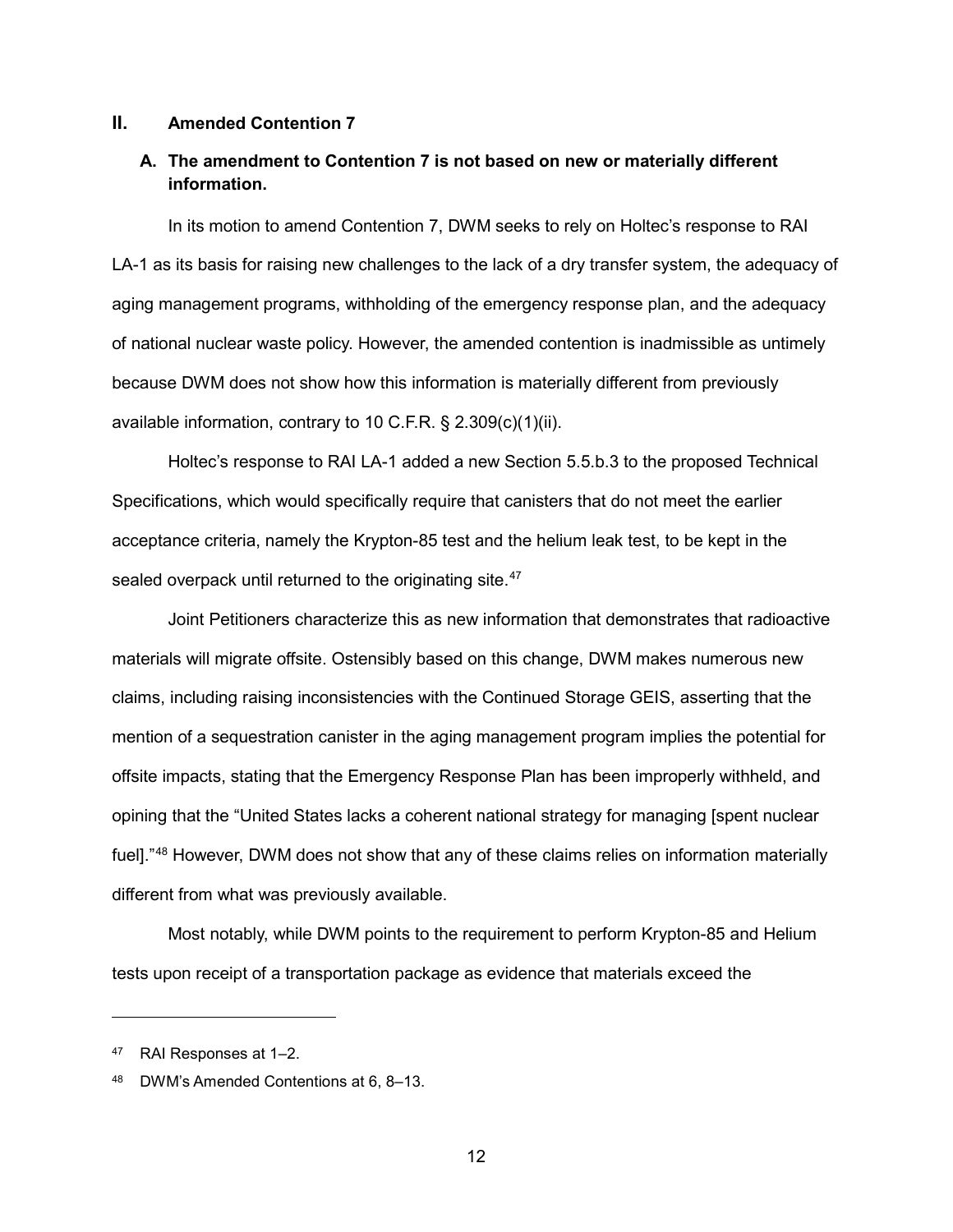## II. Amended Contention 7

### A. The amendment to Contention 7 is not based on new or materially different information.

In its motion to amend Contention 7, DWM seeks to rely on Holtec's response to RAI LA-1 as its basis for raising new challenges to the lack of a dry transfer system, the adequacy of aging management programs, withholding of the emergency response plan, and the adequacy of national nuclear waste policy. However, the amended contention is inadmissible as untimely because DWM does not show how this information is materially different from previously available information, contrary to 10 C.F.R. § 2.309(c)(1)(ii).

Holtec's response to RAI LA-1 added a new Section 5.5.b.3 to the proposed Technical Specifications, which would specifically require that canisters that do not meet the earlier acceptance criteria, namely the Krypton-85 test and the helium leak test, to be kept in the sealed overpack until returned to the originating site.[47]

Joint Petitioners characterize this as new information that demonstrates that radioactive materials will migrate offsite. Ostensibly based on this change, DWM makes numerous new claims, including raising inconsistencies with the Continued Storage GEIS, asserting that the mention of a sequestration canister in the aging management program implies the potential for offsite impacts, stating that the Emergency Response Plan has been improperly withheld, and opining that the "United States lacks a coherent national strategy for managing [spent nuclear fuel]."[48] However, DWM does not show that any of these claims relies on information materially different from what was previously available.

Most notably, while DWM points to the requirement to perform Krypton-85 and Helium tests upon receipt of a transportation package as evidence that materials exceed the

---

[47] RAI Responses at 1–2.

[48] DWM's Amended Contentions at 6, 8–13.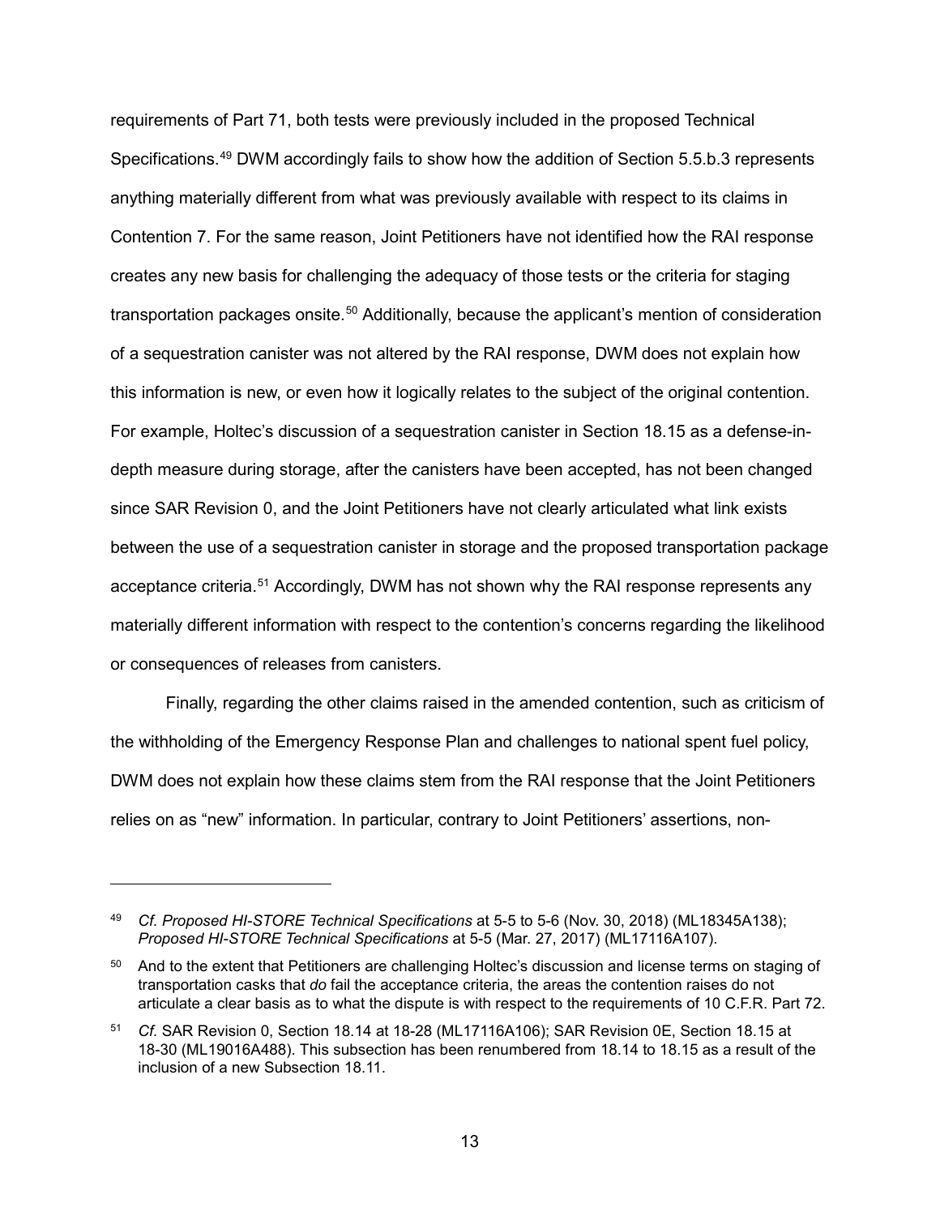requirements of Part 71, both tests were previously included in the proposed Technical Specifications.[49] DWM accordingly fails to show how the addition of Section 5.5.b.3 represents anything materially different from what was previously available with respect to its claims in Contention 7. For the same reason, Joint Petitioners have not identified how the RAI response creates any new basis for challenging the adequacy of those tests or the criteria for staging transportation packages onsite.[50] Additionally, because the applicant's mention of consideration of a sequestration canister was not altered by the RAI response, DWM does not explain how this information is new, or even how it logically relates to the subject of the original contention. For example, Holtec's discussion of a sequestration canister in Section 18.15 as a defense-in-depth measure during storage, after the canisters have been accepted, has not been changed since SAR Revision 0, and the Joint Petitioners have not clearly articulated what link exists between the use of a sequestration canister in storage and the proposed transportation package acceptance criteria.[51] Accordingly, DWM has not shown why the RAI response represents any materially different information with respect to the contention's concerns regarding the likelihood or consequences of releases from canisters.

Finally, regarding the other claims raised in the amended contention, such as criticism of the withholding of the Emergency Response Plan and challenges to national spent fuel policy, DWM does not explain how these claims stem from the RAI response that the Joint Petitioners relies on as "new" information. In particular, contrary to Joint Petitioners' assertions, non-

---

[49] *Cf. Proposed HI-STORE Technical Specifications* at 5-5 to 5-6 (Nov. 30, 2018) (ML18345A138); *Proposed HI-STORE Technical Specifications* at 5-5 (Mar. 27, 2017) (ML17116A107).

[50] And to the extent that Petitioners are challenging Holtec's discussion and license terms on staging of transportation casks that *do* fail the acceptance criteria, the areas the contention raises do not articulate a clear basis as to what the dispute is with respect to the requirements of 10 C.F.R. Part 72.

[51] *Cf.* SAR Revision 0, Section 18.14 at 18-28 (ML17116A106); SAR Revision 0E, Section 18.15 at 18-30 (ML19016A488). This subsection has been renumbered from 18.14 to 18.15 as a result of the inclusion of a new Subsection 18.11.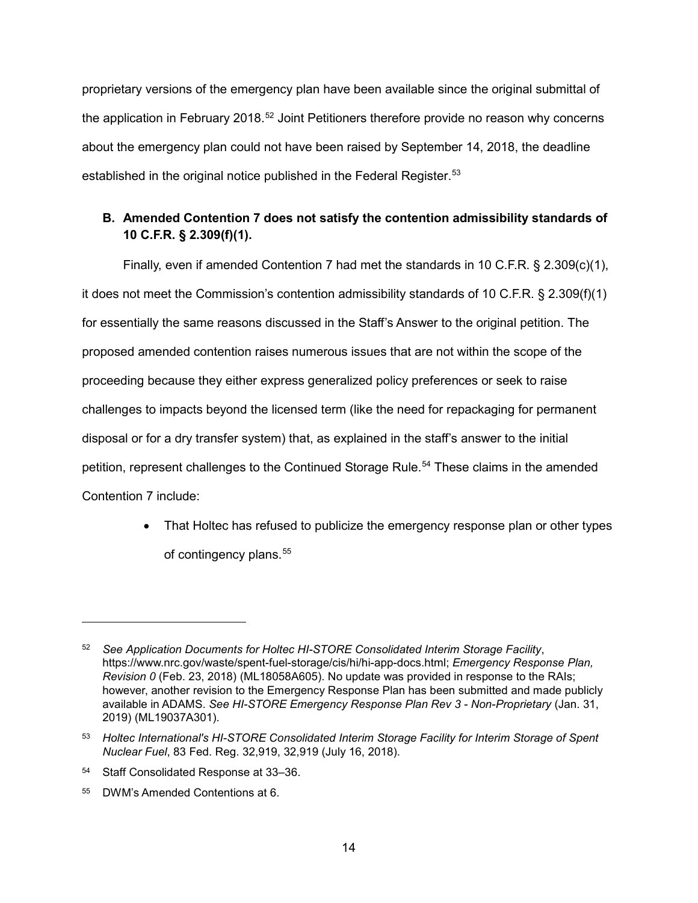proprietary versions of the emergency plan have been available since the original submittal of the application in February 2018.[52] Joint Petitioners therefore provide no reason why concerns about the emergency plan could not have been raised by September 14, 2018, the deadline established in the original notice published in the Federal Register.[53]

**B. Amended Contention 7 does not satisfy the contention admissibility standards of 10 C.F.R. § 2.309(f)(1).**

Finally, even if amended Contention 7 had met the standards in 10 C.F.R. § 2.309(c)(1), it does not meet the Commission's contention admissibility standards of 10 C.F.R. § 2.309(f)(1) for essentially the same reasons discussed in the Staff's Answer to the original petition. The proposed amended contention raises numerous issues that are not within the scope of the proceeding because they either express generalized policy preferences or seek to raise challenges to impacts beyond the licensed term (like the need for repackaging for permanent disposal or for a dry transfer system) that, as explained in the staff's answer to the initial petition, represent challenges to the Continued Storage Rule.[54] These claims in the amended Contention 7 include:

- That Holtec has refused to publicize the emergency response plan or other types of contingency plans.[55]

---

[52] *See Application Documents for Holtec HI-STORE Consolidated Interim Storage Facility*, https://www.nrc.gov/waste/spent-fuel-storage/cis/hi/hi-app-docs.html; *Emergency Response Plan, Revision 0* (Feb. 23, 2018) (ML18058A605). No update was provided in response to the RAIs; however, another revision to the Emergency Response Plan has been submitted and made publicly available in ADAMS. *See HI-STORE Emergency Response Plan Rev 3 - Non-Proprietary* (Jan. 31, 2019) (ML19037A301).

[53] *Holtec International's HI-STORE Consolidated Interim Storage Facility for Interim Storage of Spent Nuclear Fuel*, 83 Fed. Reg. 32,919, 32,919 (July 16, 2018).

[54] Staff Consolidated Response at 33–36.

[55] DWM's Amended Contentions at 6.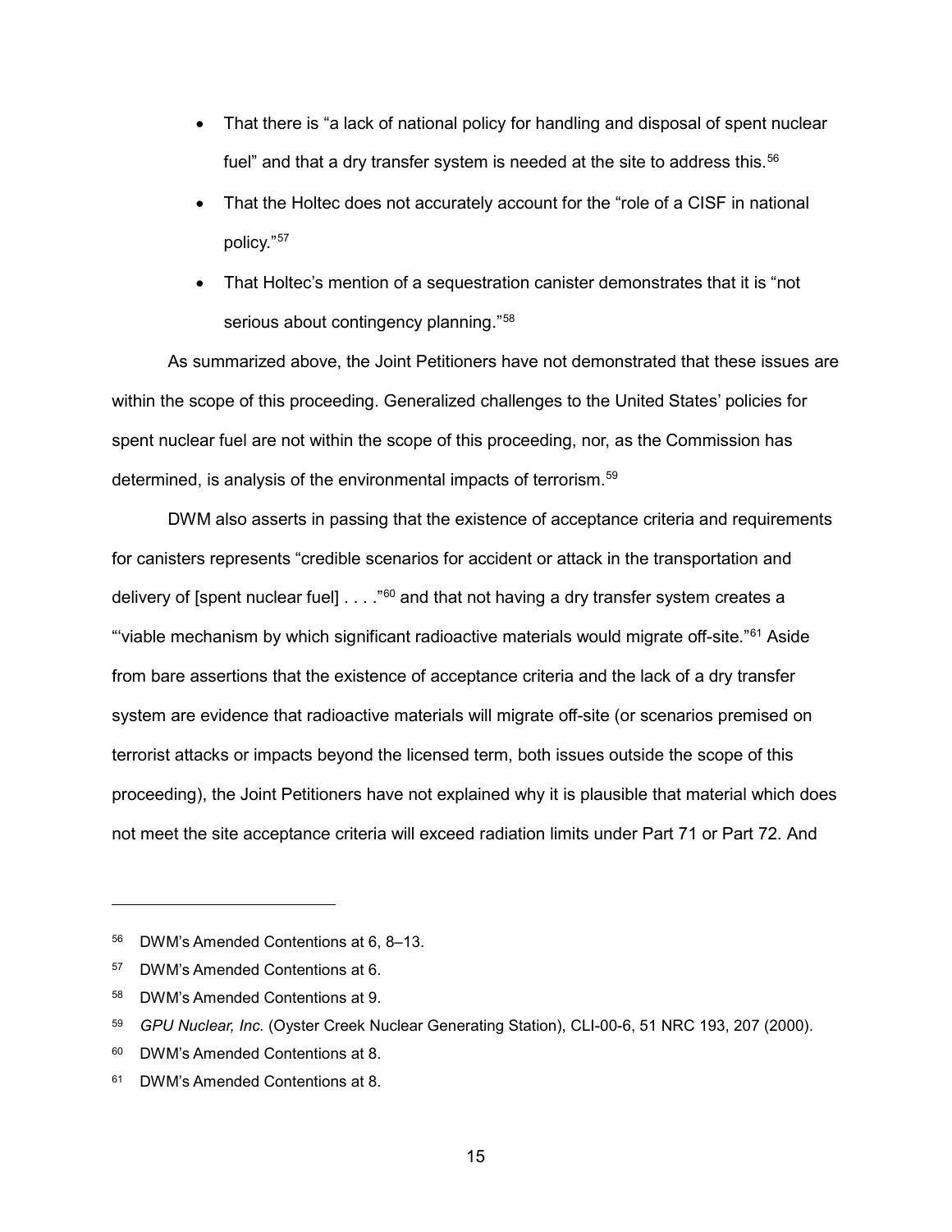- That there is "a lack of national policy for handling and disposal of spent nuclear fuel" and that a dry transfer system is needed at the site to address this.[56]
- That the Holtec does not accurately account for the "role of a CISF in national policy."[57]
- That Holtec's mention of a sequestration canister demonstrates that it is "not serious about contingency planning."[58]

As summarized above, the Joint Petitioners have not demonstrated that these issues are within the scope of this proceeding. Generalized challenges to the United States' policies for spent nuclear fuel are not within the scope of this proceeding, nor, as the Commission has determined, is analysis of the environmental impacts of terrorism.[59]

DWM also asserts in passing that the existence of acceptance criteria and requirements for canisters represents "credible scenarios for accident or attack in the transportation and delivery of [spent nuclear fuel] . . . ."[60] and that not having a dry transfer system creates a "'viable mechanism by which significant radioactive materials would migrate off-site."[61] Aside from bare assertions that the existence of acceptance criteria and the lack of a dry transfer system are evidence that radioactive materials will migrate off-site (or scenarios premised on terrorist attacks or impacts beyond the licensed term, both issues outside the scope of this proceeding), the Joint Petitioners have not explained why it is plausible that material which does not meet the site acceptance criteria will exceed radiation limits under Part 71 or Part 72. And

---

[56] DWM's Amended Contentions at 6, 8–13.

[57] DWM's Amended Contentions at 6.

[58] DWM's Amended Contentions at 9.

[59] *GPU Nuclear, Inc.* (Oyster Creek Nuclear Generating Station), CLI-00-6, 51 NRC 193, 207 (2000).

[60] DWM's Amended Contentions at 8.

[61] DWM's Amended Contentions at 8.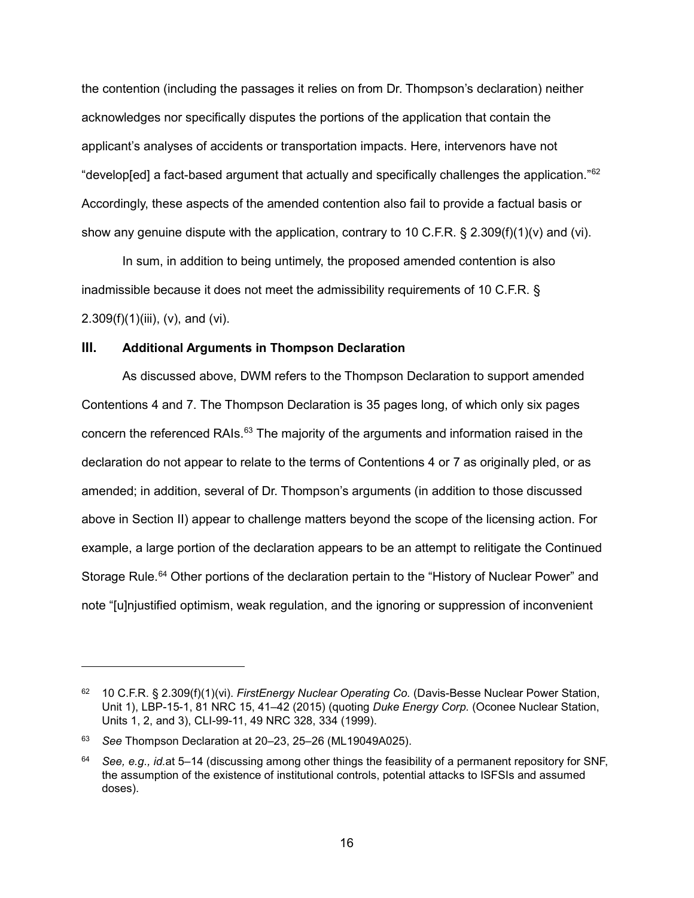the contention (including the passages it relies on from Dr. Thompson's declaration) neither acknowledges nor specifically disputes the portions of the application that contain the applicant's analyses of accidents or transportation impacts. Here, intervenors have not "develop[ed] a fact-based argument that actually and specifically challenges the application."[62] Accordingly, these aspects of the amended contention also fail to provide a factual basis or show any genuine dispute with the application, contrary to 10 C.F.R. § 2.309(f)(1)(v) and (vi).

In sum, in addition to being untimely, the proposed amended contention is also inadmissible because it does not meet the admissibility requirements of 10 C.F.R. § 2.309(f)(1)(iii), (v), and (vi).

## III. Additional Arguments in Thompson Declaration

As discussed above, DWM refers to the Thompson Declaration to support amended Contentions 4 and 7. The Thompson Declaration is 35 pages long, of which only six pages concern the referenced RAIs.[63] The majority of the arguments and information raised in the declaration do not appear to relate to the terms of Contentions 4 or 7 as originally pled, or as amended; in addition, several of Dr. Thompson's arguments (in addition to those discussed above in Section II) appear to challenge matters beyond the scope of the licensing action. For example, a large portion of the declaration appears to be an attempt to relitigate the Continued Storage Rule.[64] Other portions of the declaration pertain to the "History of Nuclear Power" and note "[u]njustified optimism, weak regulation, and the ignoring or suppression of inconvenient

---

[62] 10 C.F.R. § 2.309(f)(1)(vi). *FirstEnergy Nuclear Operating Co.* (Davis-Besse Nuclear Power Station, Unit 1), LBP-15-1, 81 NRC 15, 41–42 (2015) (quoting *Duke Energy Corp.* (Oconee Nuclear Station, Units 1, 2, and 3), CLI-99-11, 49 NRC 328, 334 (1999).

[63] *See* Thompson Declaration at 20–23, 25–26 (ML19049A025).

[64] *See, e.g., id.*at 5–14 (discussing among other things the feasibility of a permanent repository for SNF, the assumption of the existence of institutional controls, potential attacks to ISFSIs and assumed doses).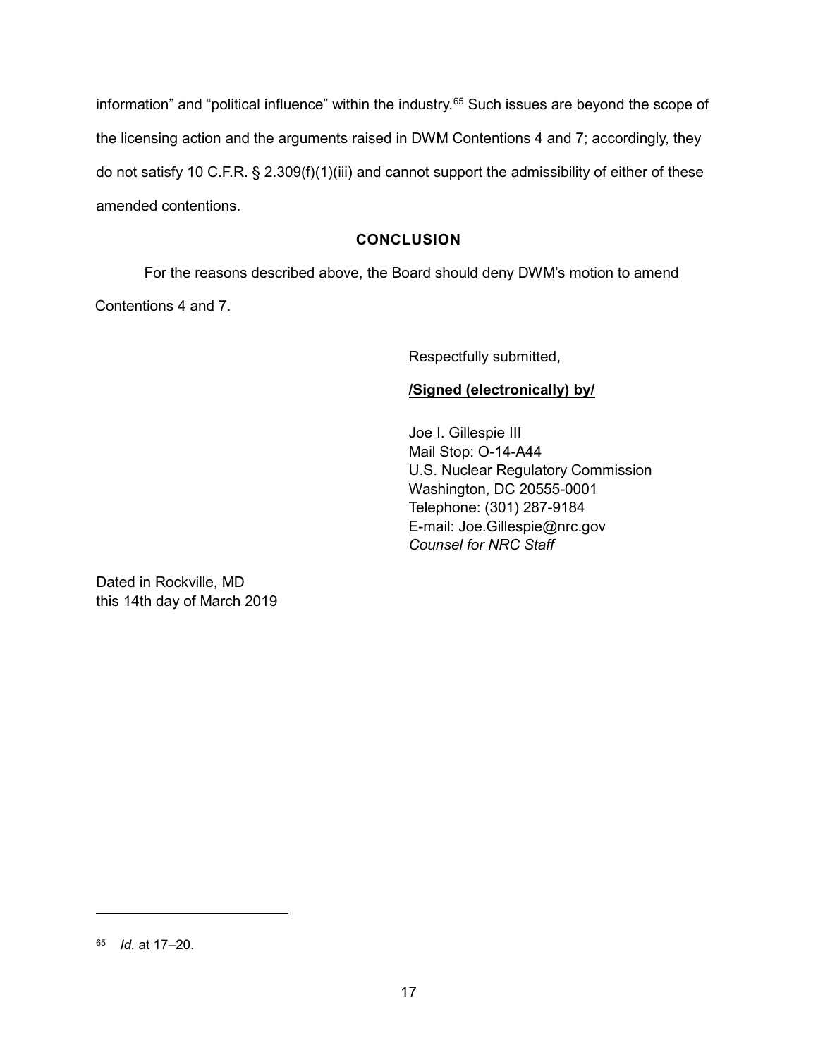information" and "political influence" within the industry.[65] Such issues are beyond the scope of the licensing action and the arguments raised in DWM Contentions 4 and 7; accordingly, they do not satisfy 10 C.F.R. § 2.309(f)(1)(iii) and cannot support the admissibility of either of these amended contentions.

## CONCLUSION

For the reasons described above, the Board should deny DWM's motion to amend Contentions 4 and 7.

Respectfully submitted,

**/Signed (electronically) by/**

Joe I. Gillespie III
Mail Stop: O-14-A44
U.S. Nuclear Regulatory Commission
Washington, DC 20555-0001
Telephone: (301) 287-9184
E-mail: Joe.Gillespie@nrc.gov
*Counsel for NRC Staff*

Dated in Rockville, MD
this 14th day of March 2019

---

[65] *Id.* at 17–20.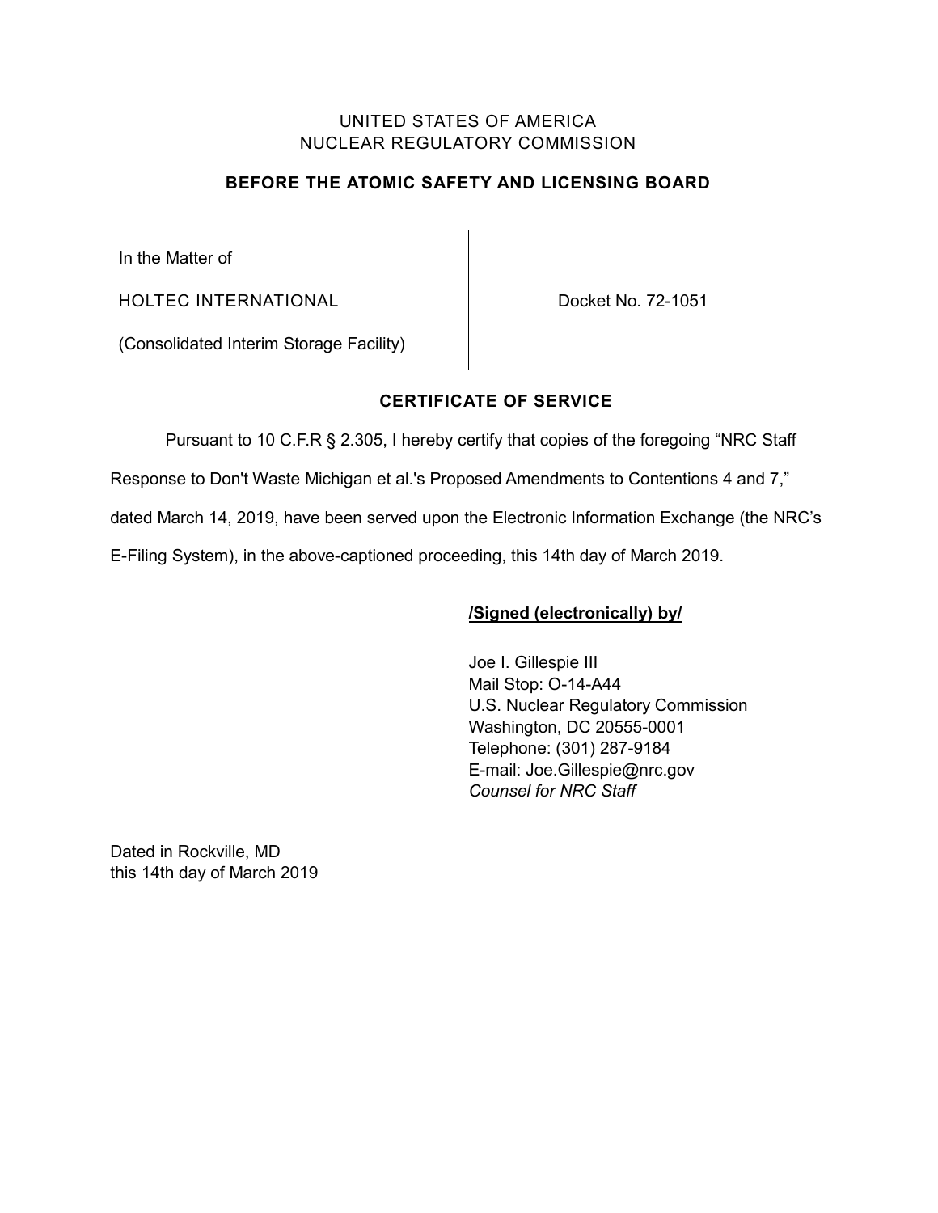UNITED STATES OF AMERICA
NUCLEAR REGULATORY COMMISSION

**BEFORE THE ATOMIC SAFETY AND LICENSING BOARD**

| | |
|---|---|
| In the Matter of<br><br>HOLTEC INTERNATIONAL<br><br>(Consolidated Interim Storage Facility) | Docket No. 72-1051 |

**CERTIFICATE OF SERVICE**

Pursuant to 10 C.F.R § 2.305, I hereby certify that copies of the foregoing "NRC Staff Response to Don't Waste Michigan et al.'s Proposed Amendments to Contentions 4 and 7," dated March 14, 2019, have been served upon the Electronic Information Exchange (the NRC's E-Filing System), in the above-captioned proceeding, this 14th day of March 2019.

**/Signed (electronically) by/**

Joe I. Gillespie III
Mail Stop: O-14-A44
U.S. Nuclear Regulatory Commission
Washington, DC 20555-0001
Telephone: (301) 287-9184
E-mail: Joe.Gillespie@nrc.gov
*Counsel for NRC Staff*

Dated in Rockville, MD
this 14th day of March 2019